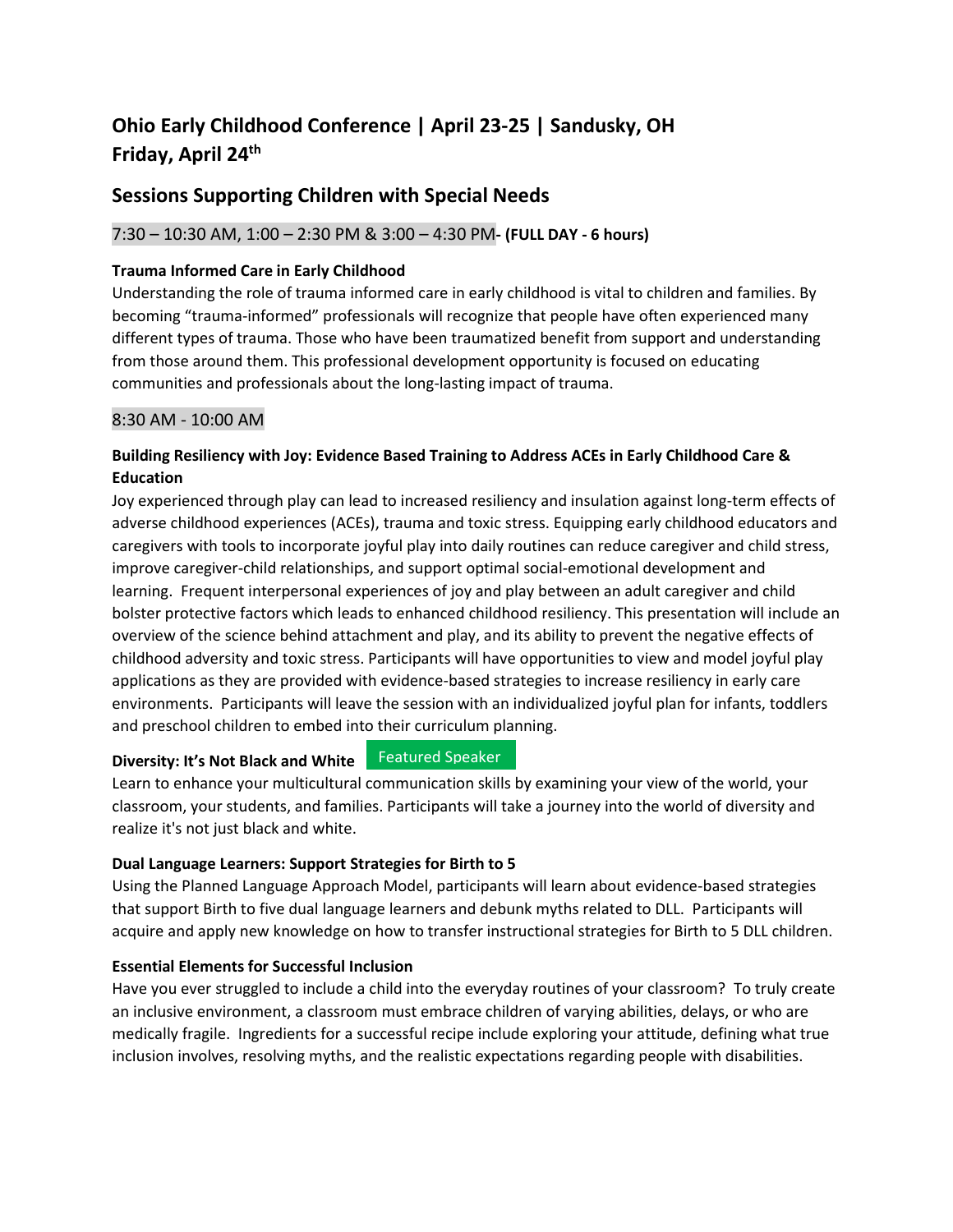# Ohio Early Childhood Conference | April 23-25 | Sandusky, OH
# Friday, April 24th

## Sessions Supporting Children with Special Needs

7:30 – 10:30 AM, 1:00 – 2:30 PM & 3:00 – 4:30 PM**- (FULL DAY - 6 hours)**

**Trauma Informed Care in Early Childhood**

Understanding the role of trauma informed care in early childhood is vital to children and families. By becoming "trauma-informed" professionals will recognize that people have often experienced many different types of trauma. Those who have been traumatized benefit from support and understanding from those around them. This professional development opportunity is focused on educating communities and professionals about the long-lasting impact of trauma.

8:30 AM - 10:00 AM

**Building Resiliency with Joy: Evidence Based Training to Address ACEs in Early Childhood Care & Education**

Joy experienced through play can lead to increased resiliency and insulation against long-term effects of adverse childhood experiences (ACEs), trauma and toxic stress. Equipping early childhood educators and caregivers with tools to incorporate joyful play into daily routines can reduce caregiver and child stress, improve caregiver-child relationships, and support optimal social-emotional development and learning. Frequent interpersonal experiences of joy and play between an adult caregiver and child bolster protective factors which leads to enhanced childhood resiliency. This presentation will include an overview of the science behind attachment and play, and its ability to prevent the negative effects of childhood adversity and toxic stress. Participants will have opportunities to view and model joyful play applications as they are provided with evidence-based strategies to increase resiliency in early care environments. Participants will leave the session with an individualized joyful plan for infants, toddlers and preschool children to embed into their curriculum planning.

**Diversity: It's Not Black and White** Featured Speaker

Learn to enhance your multicultural communication skills by examining your view of the world, your classroom, your students, and families. Participants will take a journey into the world of diversity and realize it's not just black and white.

**Dual Language Learners: Support Strategies for Birth to 5**

Using the Planned Language Approach Model, participants will learn about evidence-based strategies that support Birth to five dual language learners and debunk myths related to DLL. Participants will acquire and apply new knowledge on how to transfer instructional strategies for Birth to 5 DLL children.

**Essential Elements for Successful Inclusion**

Have you ever struggled to include a child into the everyday routines of your classroom? To truly create an inclusive environment, a classroom must embrace children of varying abilities, delays, or who are medically fragile. Ingredients for a successful recipe include exploring your attitude, defining what true inclusion involves, resolving myths, and the realistic expectations regarding people with disabilities.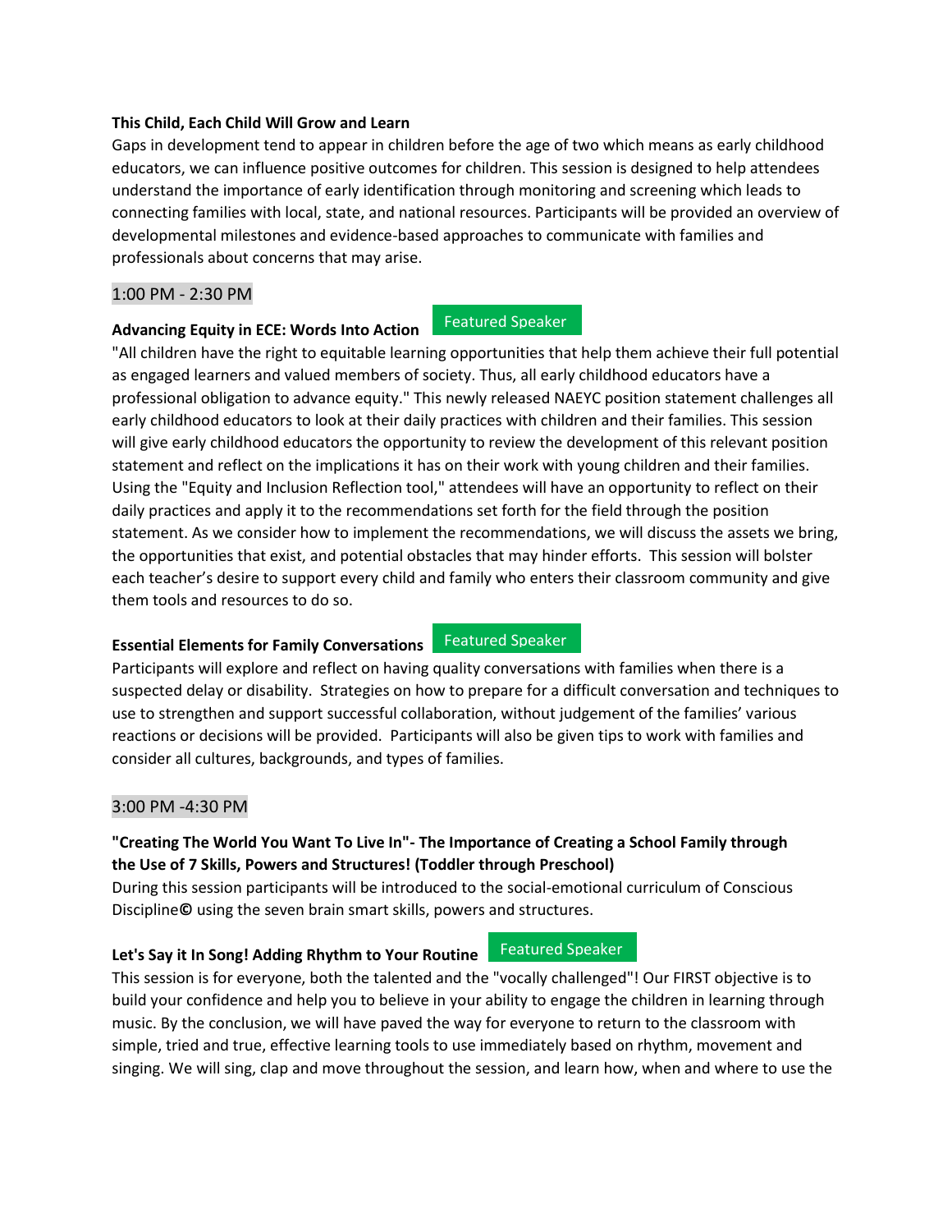**This Child, Each Child Will Grow and Learn**

Gaps in development tend to appear in children before the age of two which means as early childhood educators, we can influence positive outcomes for children. This session is designed to help attendees understand the importance of early identification through monitoring and screening which leads to connecting families with local, state, and national resources. Participants will be provided an overview of developmental milestones and evidence-based approaches to communicate with families and professionals about concerns that may arise.

## 1:00 PM - 2:30 PM

**Advancing Equity in ECE: Words Into Action** Featured Speaker

"All children have the right to equitable learning opportunities that help them achieve their full potential as engaged learners and valued members of society. Thus, all early childhood educators have a professional obligation to advance equity." This newly released NAEYC position statement challenges all early childhood educators to look at their daily practices with children and their families. This session will give early childhood educators the opportunity to review the development of this relevant position statement and reflect on the implications it has on their work with young children and their families. Using the "Equity and Inclusion Reflection tool," attendees will have an opportunity to reflect on their daily practices and apply it to the recommendations set forth for the field through the position statement. As we consider how to implement the recommendations, we will discuss the assets we bring, the opportunities that exist, and potential obstacles that may hinder efforts. This session will bolster each teacher's desire to support every child and family who enters their classroom community and give them tools and resources to do so.

**Essential Elements for Family Conversations** Featured Speaker

Participants will explore and reflect on having quality conversations with families when there is a suspected delay or disability. Strategies on how to prepare for a difficult conversation and techniques to use to strengthen and support successful collaboration, without judgement of the families' various reactions or decisions will be provided. Participants will also be given tips to work with families and consider all cultures, backgrounds, and types of families.

## 3:00 PM -4:30 PM

**"Creating The World You Want To Live In"- The Importance of Creating a School Family through the Use of 7 Skills, Powers and Structures! (Toddler through Preschool)**

During this session participants will be introduced to the social-emotional curriculum of Conscious Discipline© using the seven brain smart skills, powers and structures.

**Let's Say it In Song! Adding Rhythm to Your Routine** Featured Speaker

This session is for everyone, both the talented and the "vocally challenged"! Our FIRST objective is to build your confidence and help you to believe in your ability to engage the children in learning through music. By the conclusion, we will have paved the way for everyone to return to the classroom with simple, tried and true, effective learning tools to use immediately based on rhythm, movement and singing. We will sing, clap and move throughout the session, and learn how, when and where to use the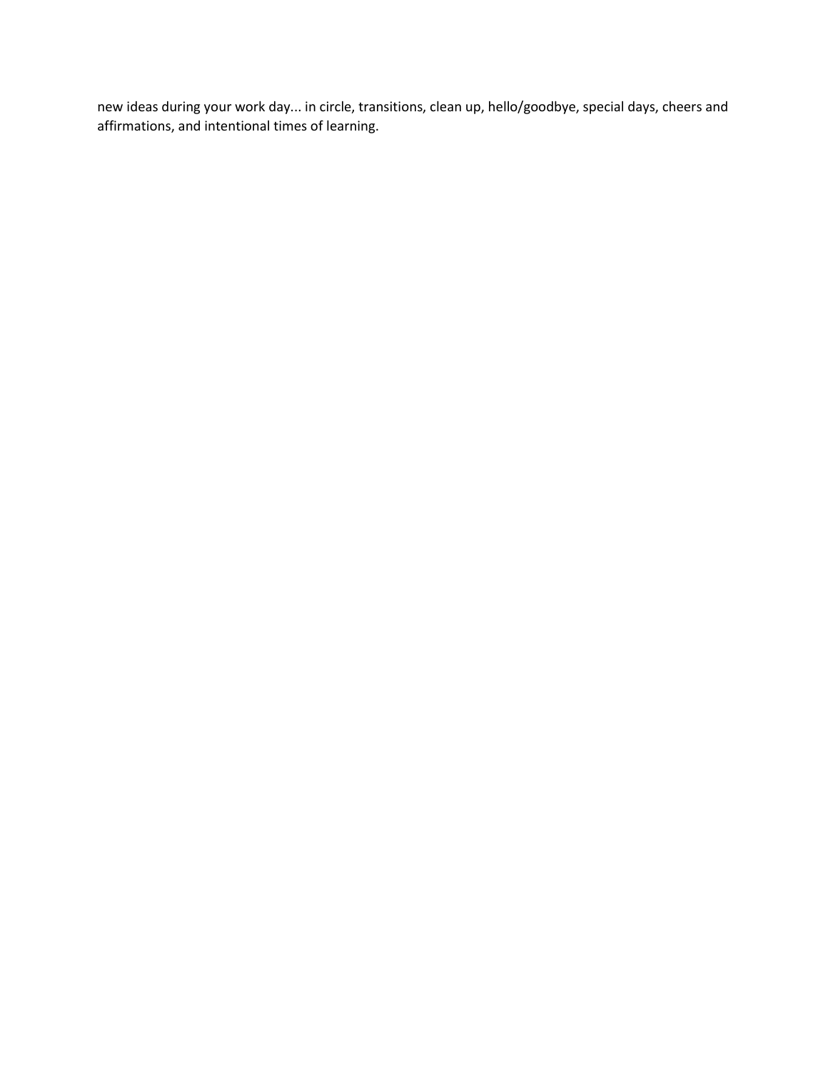new ideas during your work day... in circle, transitions, clean up, hello/goodbye, special days, cheers and affirmations, and intentional times of learning.